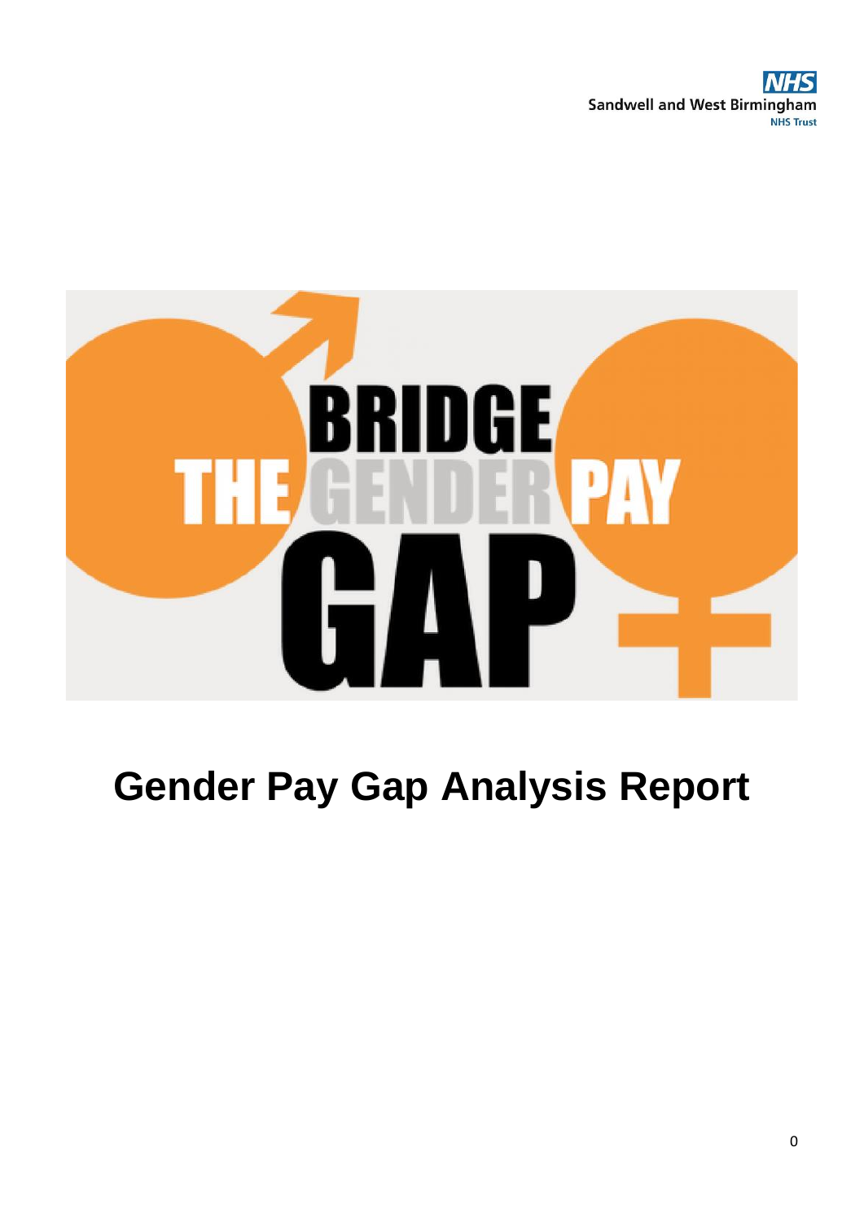Sandwell and West Birmingham NHS Trust

# Gender Pay Gap Analysis Report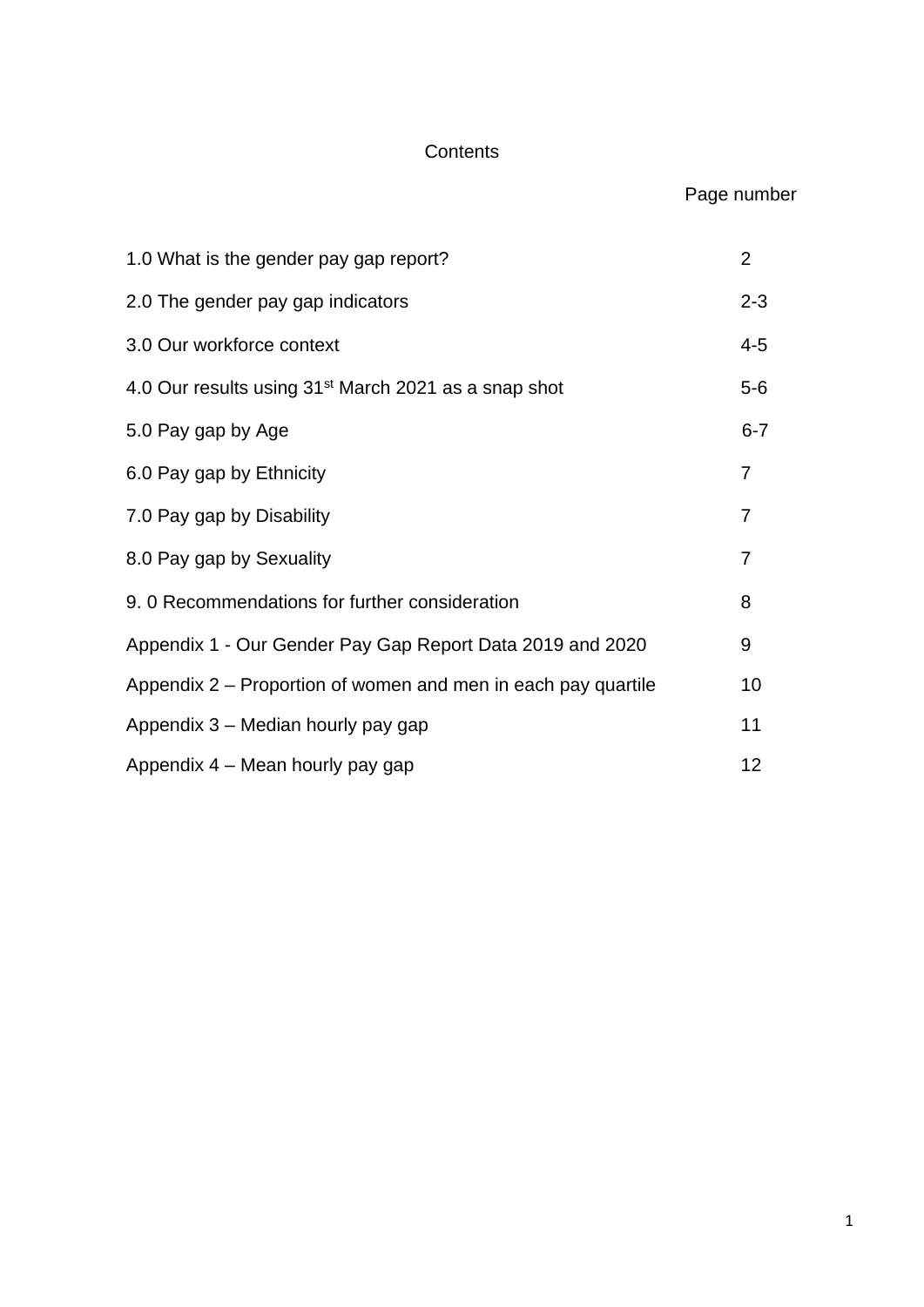# Contents

| | Page number |
|---|---|
| 1.0 What is the gender pay gap report? | 2 |
| 2.0 The gender pay gap indicators | 2-3 |
| 3.0 Our workforce context | 4-5 |
| 4.0 Our results using 31st March 2021 as a snap shot | 5-6 |
| 5.0 Pay gap by Age | 6-7 |
| 6.0 Pay gap by Ethnicity | 7 |
| 7.0 Pay gap by Disability | 7 |
| 8.0 Pay gap by Sexuality | 7 |
| 9. 0 Recommendations for further consideration | 8 |
| Appendix 1 - Our Gender Pay Gap Report Data 2019 and 2020 | 9 |
| Appendix 2 – Proportion of women and men in each pay quartile | 10 |
| Appendix 3 – Median hourly pay gap | 11 |
| Appendix 4 – Mean hourly pay gap | 12 |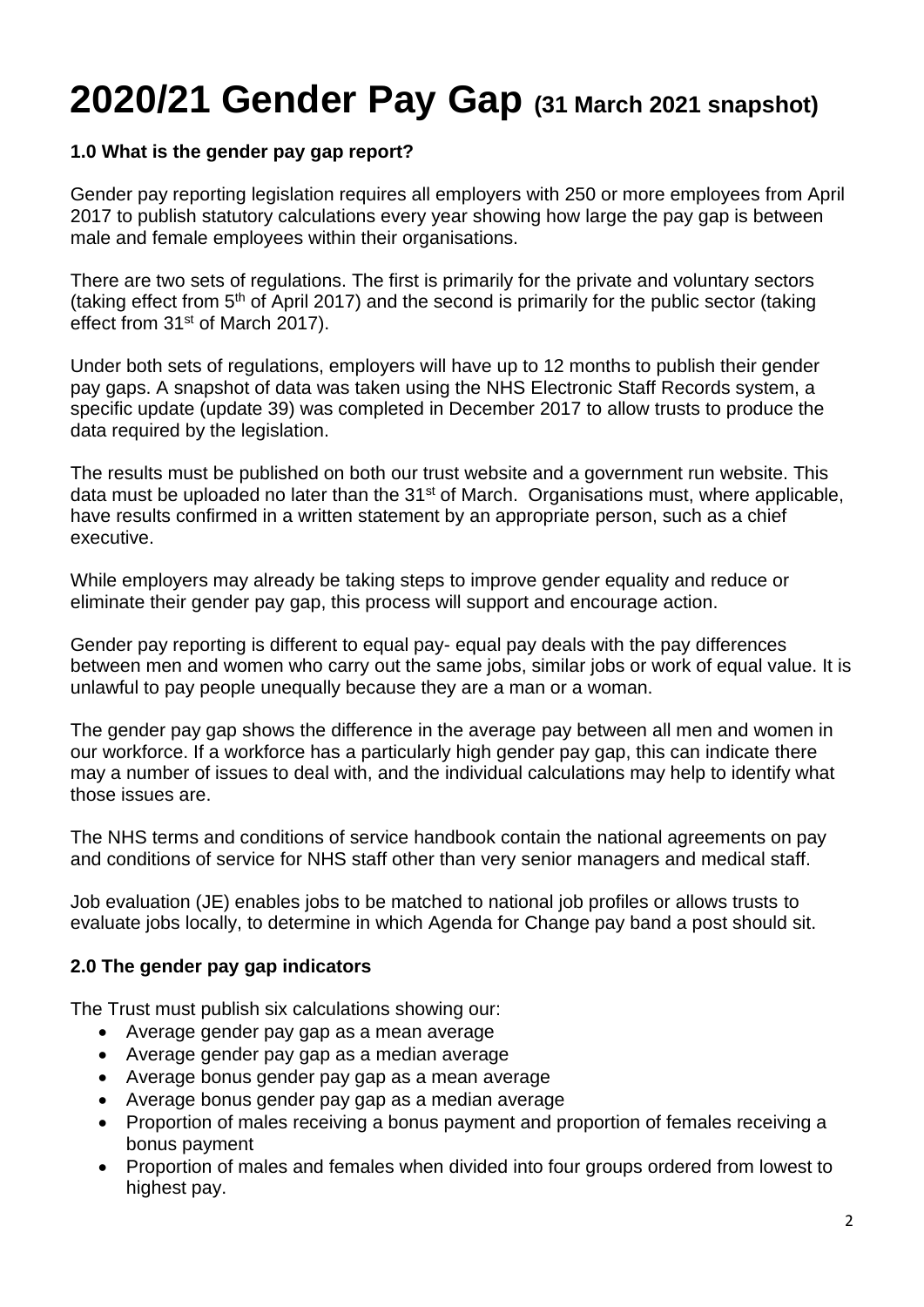# 2020/21 Gender Pay Gap (31 March 2021 snapshot)

**1.0 What is the gender pay gap report?**

Gender pay reporting legislation requires all employers with 250 or more employees from April 2017 to publish statutory calculations every year showing how large the pay gap is between male and female employees within their organisations.

There are two sets of regulations. The first is primarily for the private and voluntary sectors (taking effect from 5th of April 2017) and the second is primarily for the public sector (taking effect from 31st of March 2017).

Under both sets of regulations, employers will have up to 12 months to publish their gender pay gaps. A snapshot of data was taken using the NHS Electronic Staff Records system, a specific update (update 39) was completed in December 2017 to allow trusts to produce the data required by the legislation.

The results must be published on both our trust website and a government run website. This data must be uploaded no later than the 31st of March. Organisations must, where applicable, have results confirmed in a written statement by an appropriate person, such as a chief executive.

While employers may already be taking steps to improve gender equality and reduce or eliminate their gender pay gap, this process will support and encourage action.

Gender pay reporting is different to equal pay- equal pay deals with the pay differences between men and women who carry out the same jobs, similar jobs or work of equal value. It is unlawful to pay people unequally because they are a man or a woman.

The gender pay gap shows the difference in the average pay between all men and women in our workforce. If a workforce has a particularly high gender pay gap, this can indicate there may a number of issues to deal with, and the individual calculations may help to identify what those issues are.

The NHS terms and conditions of service handbook contain the national agreements on pay and conditions of service for NHS staff other than very senior managers and medical staff.

Job evaluation (JE) enables jobs to be matched to national job profiles or allows trusts to evaluate jobs locally, to determine in which Agenda for Change pay band a post should sit.

**2.0 The gender pay gap indicators**

The Trust must publish six calculations showing our:

- Average gender pay gap as a mean average
- Average gender pay gap as a median average
- Average bonus gender pay gap as a mean average
- Average bonus gender pay gap as a median average
- Proportion of males receiving a bonus payment and proportion of females receiving a bonus payment
- Proportion of males and females when divided into four groups ordered from lowest to highest pay.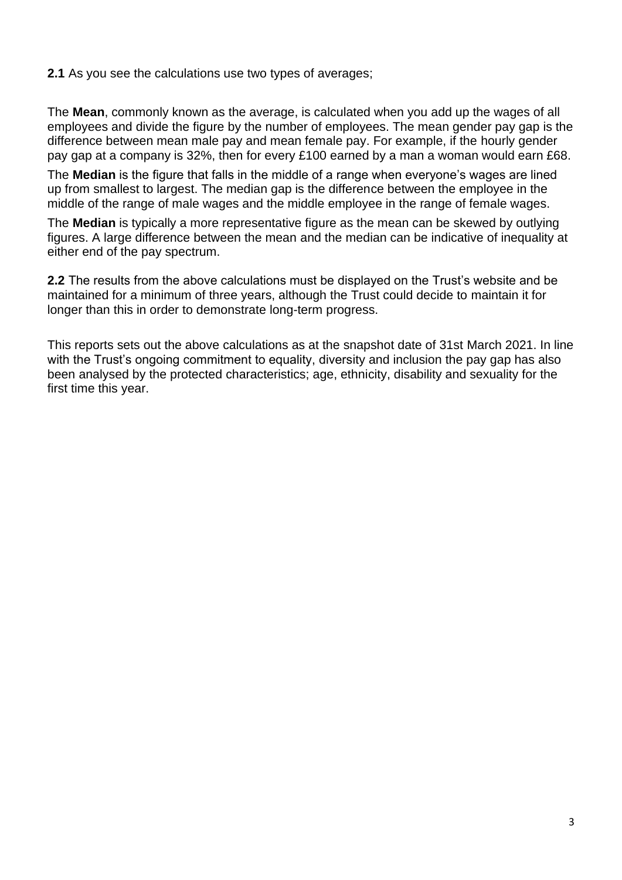**2.1** As you see the calculations use two types of averages;

The **Mean**, commonly known as the average, is calculated when you add up the wages of all employees and divide the figure by the number of employees. The mean gender pay gap is the difference between mean male pay and mean female pay. For example, if the hourly gender pay gap at a company is 32%, then for every £100 earned by a man a woman would earn £68.

The **Median** is the figure that falls in the middle of a range when everyone's wages are lined up from smallest to largest. The median gap is the difference between the employee in the middle of the range of male wages and the middle employee in the range of female wages.

The **Median** is typically a more representative figure as the mean can be skewed by outlying figures. A large difference between the mean and the median can be indicative of inequality at either end of the pay spectrum.

**2.2** The results from the above calculations must be displayed on the Trust's website and be maintained for a minimum of three years, although the Trust could decide to maintain it for longer than this in order to demonstrate long-term progress.

This reports sets out the above calculations as at the snapshot date of 31st March 2021. In line with the Trust's ongoing commitment to equality, diversity and inclusion the pay gap has also been analysed by the protected characteristics; age, ethnicity, disability and sexuality for the first time this year.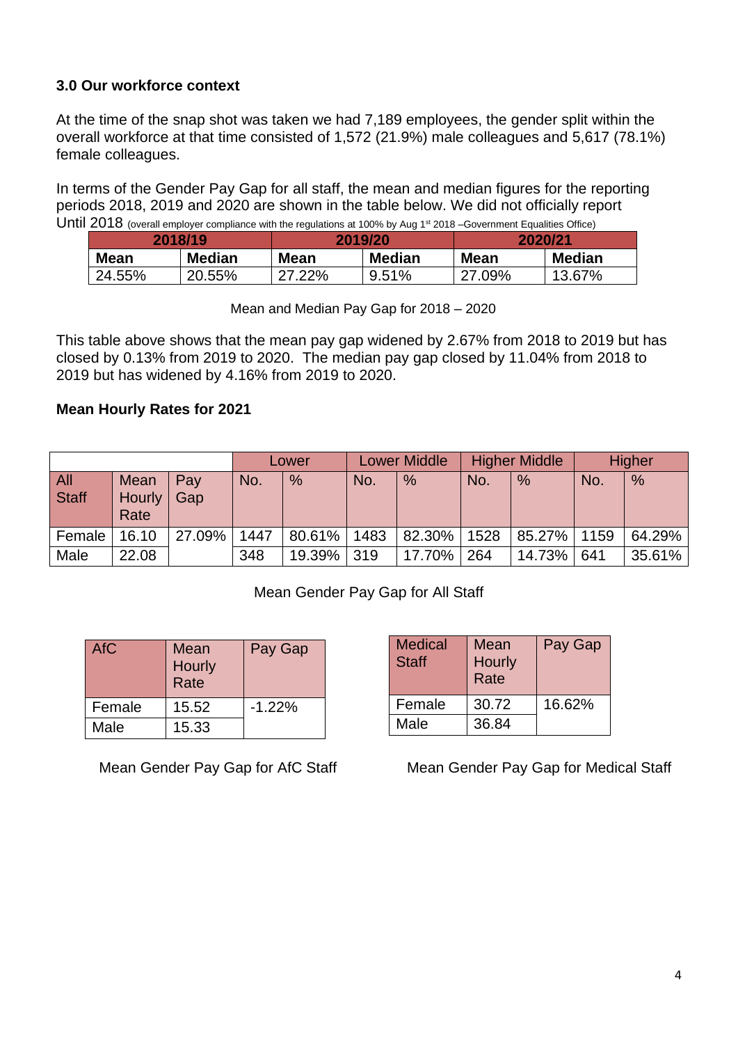### 3.0 Our workforce context

At the time of the snap shot was taken we had 7,189 employees, the gender split within the overall workforce at that time consisted of 1,572 (21.9%) male colleagues and 5,617 (78.1%) female colleagues.

In terms of the Gender Pay Gap for all staff, the mean and median figures for the reporting periods 2018, 2019 and 2020 are shown in the table below. We did not officially report Until 2018 (overall employer compliance with the regulations at 100% by Aug 1st 2018 –Government Equalities Office)

| 2018/19 | | 2019/20 | | 2020/21 | |
|---|---|---|---|---|---|
| **Mean** | **Median** | **Mean** | **Median** | **Mean** | **Median** |
| 24.55% | 20.55% | 27.22% | 9.51% | 27.09% | 13.67% |

Mean and Median Pay Gap for 2018 – 2020

This table above shows that the mean pay gap widened by 2.67% from 2018 to 2019 but has closed by 0.13% from 2019 to 2020. The median pay gap closed by 11.04% from 2018 to 2019 but has widened by 4.16% from 2019 to 2020.

**Mean Hourly Rates for 2021**

| | | | Lower | | Lower Middle | | Higher Middle | | Higher | |
|---|---|---|---|---|---|---|---|---|---|---|
| All Staff | Mean Hourly Rate | Pay Gap | No. | % | No. | % | No. | % | No. | % |
| Female | 16.10 | 27.09% | 1447 | 80.61% | 1483 | 82.30% | 1528 | 85.27% | 1159 | 64.29% |
| Male | 22.08 | | 348 | 19.39% | 319 | 17.70% | 264 | 14.73% | 641 | 35.61% |

Mean Gender Pay Gap for All Staff

| AfC | Mean Hourly Rate | Pay Gap |
|---|---|---|
| Female | 15.52 | -1.22% |
| Male | 15.33 | |

Mean Gender Pay Gap for AfC Staff

| Medical Staff | Mean Hourly Rate | Pay Gap |
|---|---|---|
| Female | 30.72 | 16.62% |
| Male | 36.84 | |

Mean Gender Pay Gap for Medical Staff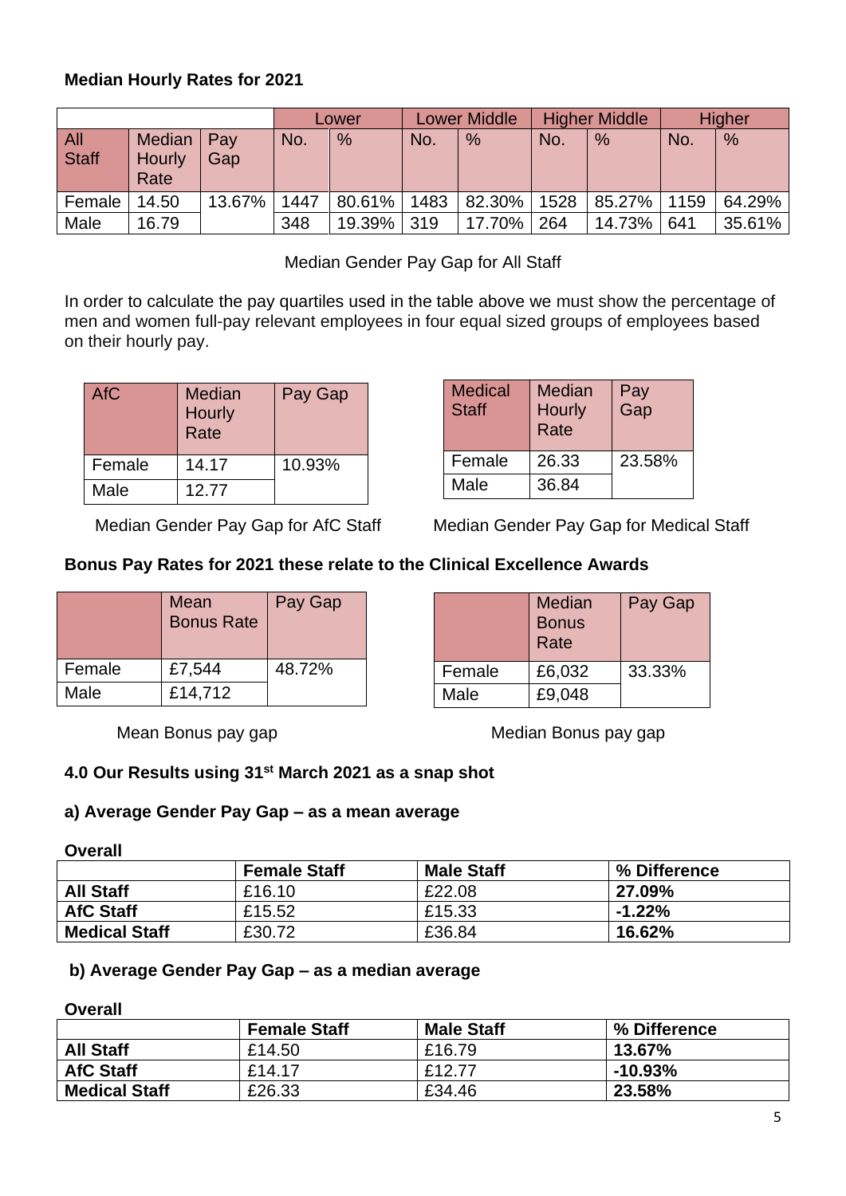**Median Hourly Rates for 2021**

| | | | Lower | | Lower Middle | | Higher Middle | | Higher | |
|---|---|---|---|---|---|---|---|---|---|---|
| All Staff | Median Hourly Rate | Pay Gap | No. | % | No. | % | No. | % | No. | % |
| Female | 14.50 | 13.67% | 1447 | 80.61% | 1483 | 82.30% | 1528 | 85.27% | 1159 | 64.29% |
| Male | 16.79 | | 348 | 19.39% | 319 | 17.70% | 264 | 14.73% | 641 | 35.61% |

Median Gender Pay Gap for All Staff

In order to calculate the pay quartiles used in the table above we must show the percentage of men and women full-pay relevant employees in four equal sized groups of employees based on their hourly pay.

| AfC | Median Hourly Rate | Pay Gap |
|---|---|---|
| Female | 14.17 | 10.93% |
| Male | 12.77 | |

Median Gender Pay Gap for AfC Staff

| Medical Staff | Median Hourly Rate | Pay Gap |
|---|---|---|
| Female | 26.33 | 23.58% |
| Male | 36.84 | |

Median Gender Pay Gap for Medical Staff

**Bonus Pay Rates for 2021 these relate to the Clinical Excellence Awards**

| | Mean Bonus Rate | Pay Gap |
|---|---|---|
| Female | £7,544 | 48.72% |
| Male | £14,712 | |

Mean Bonus pay gap

| | Median Bonus Rate | Pay Gap |
|---|---|---|
| Female | £6,032 | 33.33% |
| Male | £9,048 | |

Median Bonus pay gap

**4.0 Our Results using 31st March 2021 as a snap shot**

**a) Average Gender Pay Gap – as a mean average**

**Overall**

| | **Female Staff** | **Male Staff** | **% Difference** |
|---|---|---|---|
| **All Staff** | £16.10 | £22.08 | **27.09%** |
| **AfC Staff** | £15.52 | £15.33 | **-1.22%** |
| **Medical Staff** | £30.72 | £36.84 | **16.62%** |

**b) Average Gender Pay Gap – as a median average**

**Overall**

| | **Female Staff** | **Male Staff** | **% Difference** |
|---|---|---|---|
| **All Staff** | £14.50 | £16.79 | **13.67%** |
| **AfC Staff** | £14.17 | £12.77 | **-10.93%** |
| **Medical Staff** | £26.33 | £34.46 | **23.58%** |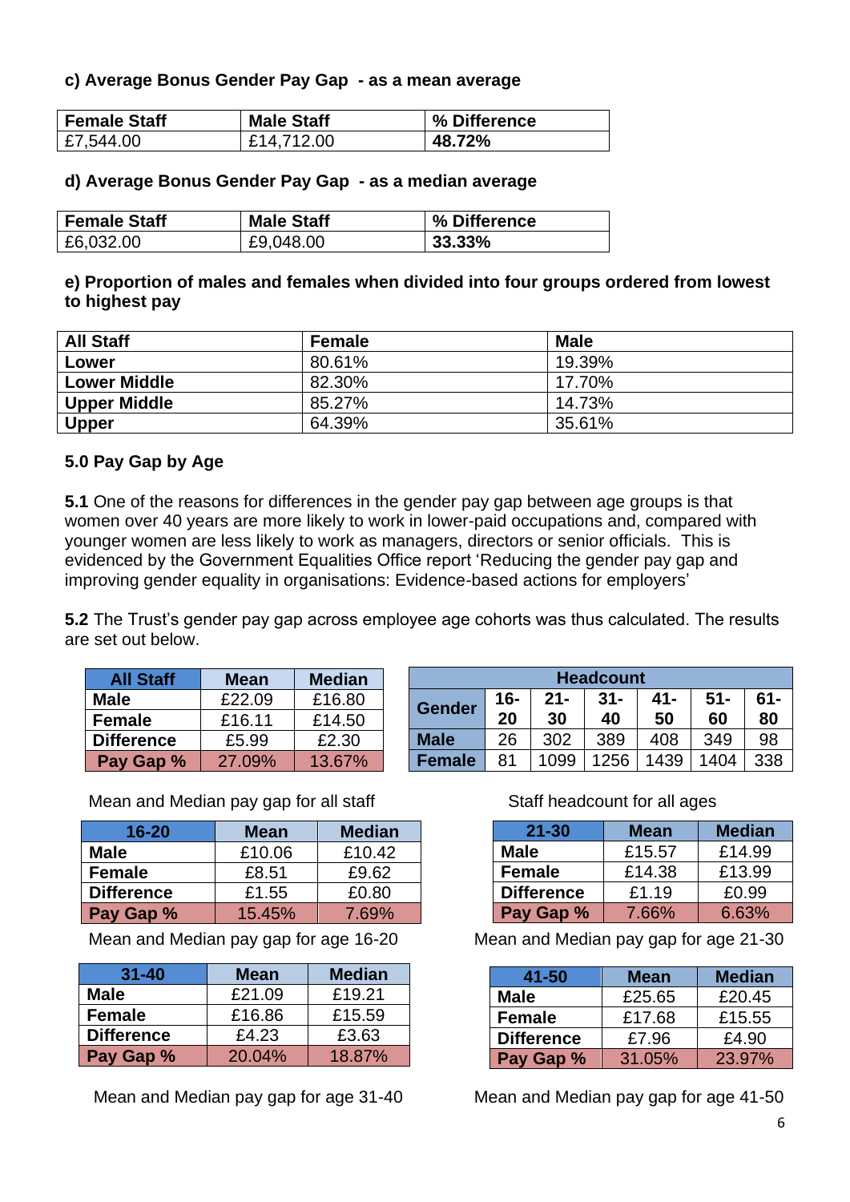**c) Average Bonus Gender Pay Gap - as a mean average**

| Female Staff | Male Staff | % Difference |
|---|---|---|
| £7,544.00 | £14,712.00 | **48.72%** |

**d) Average Bonus Gender Pay Gap - as a median average**

| Female Staff | Male Staff | % Difference |
|---|---|---|
| £6,032.00 | £9,048.00 | **33.33%** |

**e) Proportion of males and females when divided into four groups ordered from lowest to highest pay**

| All Staff | Female | Male |
|---|---|---|
| **Lower** | 80.61% | 19.39% |
| **Lower Middle** | 82.30% | 17.70% |
| **Upper Middle** | 85.27% | 14.73% |
| **Upper** | 64.39% | 35.61% |

## 5.0 Pay Gap by Age

**5.1** One of the reasons for differences in the gender pay gap between age groups is that women over 40 years are more likely to work in lower-paid occupations and, compared with younger women are less likely to work as managers, directors or senior officials. This is evidenced by the Government Equalities Office report 'Reducing the gender pay gap and improving gender equality in organisations: Evidence-based actions for employers'

**5.2** The Trust's gender pay gap across employee age cohorts was thus calculated. The results are set out below.

| All Staff | Mean | Median |
|---|---|---|
| **Male** | £22.09 | £16.80 |
| **Female** | £16.11 | £14.50 |
| **Difference** | £5.99 | £2.30 |
| **Pay Gap %** | 27.09% | 13.67% |

Mean and Median pay gap for all staff

| Headcount | | | | | | |
|---|---|---|---|---|---|---|
| **Gender** | **16-20** | **21-30** | **31-40** | **41-50** | **51-60** | **61-80** |
| **Male** | 26 | 302 | 389 | 408 | 349 | 98 |
| **Female** | 81 | 1099 | 1256 | 1439 | 1404 | 338 |

Staff headcount for all ages

| 16-20 | Mean | Median |
|---|---|---|
| **Male** | £10.06 | £10.42 |
| **Female** | £8.51 | £9.62 |
| **Difference** | £1.55 | £0.80 |
| **Pay Gap %** | 15.45% | 7.69% |

Mean and Median pay gap for age 16-20

| 21-30 | Mean | Median |
|---|---|---|
| **Male** | £15.57 | £14.99 |
| **Female** | £14.38 | £13.99 |
| **Difference** | £1.19 | £0.99 |
| **Pay Gap %** | 7.66% | 6.63% |

Mean and Median pay gap for age 21-30

| 31-40 | Mean | Median |
|---|---|---|
| **Male** | £21.09 | £19.21 |
| **Female** | £16.86 | £15.59 |
| **Difference** | £4.23 | £3.63 |
| **Pay Gap %** | 20.04% | 18.87% |

Mean and Median pay gap for age 31-40

| 41-50 | Mean | Median |
|---|---|---|
| **Male** | £25.65 | £20.45 |
| **Female** | £17.68 | £15.55 |
| **Difference** | £7.96 | £4.90 |
| **Pay Gap %** | 31.05% | 23.97% |

Mean and Median pay gap for age 41-50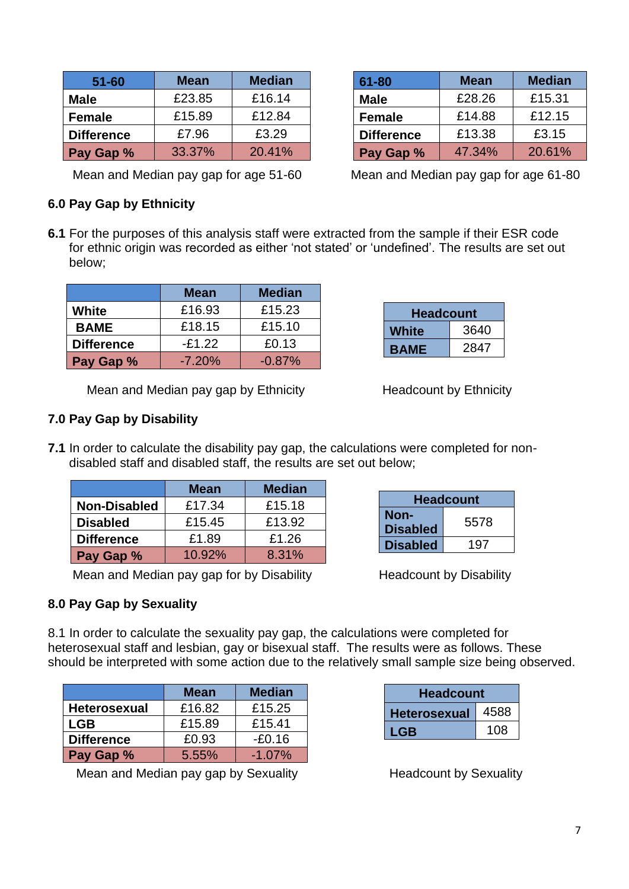| 51-60 | Mean | Median |
|---|---|---|
| Male | £23.85 | £16.14 |
| Female | £15.89 | £12.84 |
| Difference | £7.96 | £3.29 |
| Pay Gap % | 33.37% | 20.41% |

Mean and Median pay gap for age 51-60

| 61-80 | Mean | Median |
|---|---|---|
| Male | £28.26 | £15.31 |
| Female | £14.88 | £12.15 |
| Difference | £13.38 | £3.15 |
| Pay Gap % | 47.34% | 20.61% |

Mean and Median pay gap for age 61-80

## 6.0 Pay Gap by Ethnicity

**6.1** For the purposes of this analysis staff were extracted from the sample if their ESR code for ethnic origin was recorded as either 'not stated' or 'undefined'. The results are set out below;

| | Mean | Median |
|---|---|---|
| White | £16.93 | £15.23 |
| BAME | £18.15 | £15.10 |
| Difference | -£1.22 | £0.13 |
| Pay Gap % | -7.20% | -0.87% |

Mean and Median pay gap by Ethnicity

| Headcount | |
|---|---|
| White | 3640 |
| BAME | 2847 |

Headcount by Ethnicity

## 7.0 Pay Gap by Disability

**7.1** In order to calculate the disability pay gap, the calculations were completed for non-disabled staff and disabled staff, the results are set out below;

| | Mean | Median |
|---|---|---|
| Non-Disabled | £17.34 | £15.18 |
| Disabled | £15.45 | £13.92 |
| Difference | £1.89 | £1.26 |
| Pay Gap % | 10.92% | 8.31% |

Mean and Median pay gap for by Disability

| Headcount | |
|---|---|
| Non-Disabled | 5578 |
| Disabled | 197 |

Headcount by Disability

## 8.0 Pay Gap by Sexuality

8.1 In order to calculate the sexuality pay gap, the calculations were completed for heterosexual staff and lesbian, gay or bisexual staff. The results were as follows. These should be interpreted with some action due to the relatively small sample size being observed.

| | Mean | Median |
|---|---|---|
| Heterosexual | £16.82 | £15.25 |
| LGB | £15.89 | £15.41 |
| Difference | £0.93 | -£0.16 |
| Pay Gap % | 5.55% | -1.07% |

Mean and Median pay gap by Sexuality

| Headcount | |
|---|---|
| Heterosexual | 4588 |
| LGB | 108 |

Headcount by Sexuality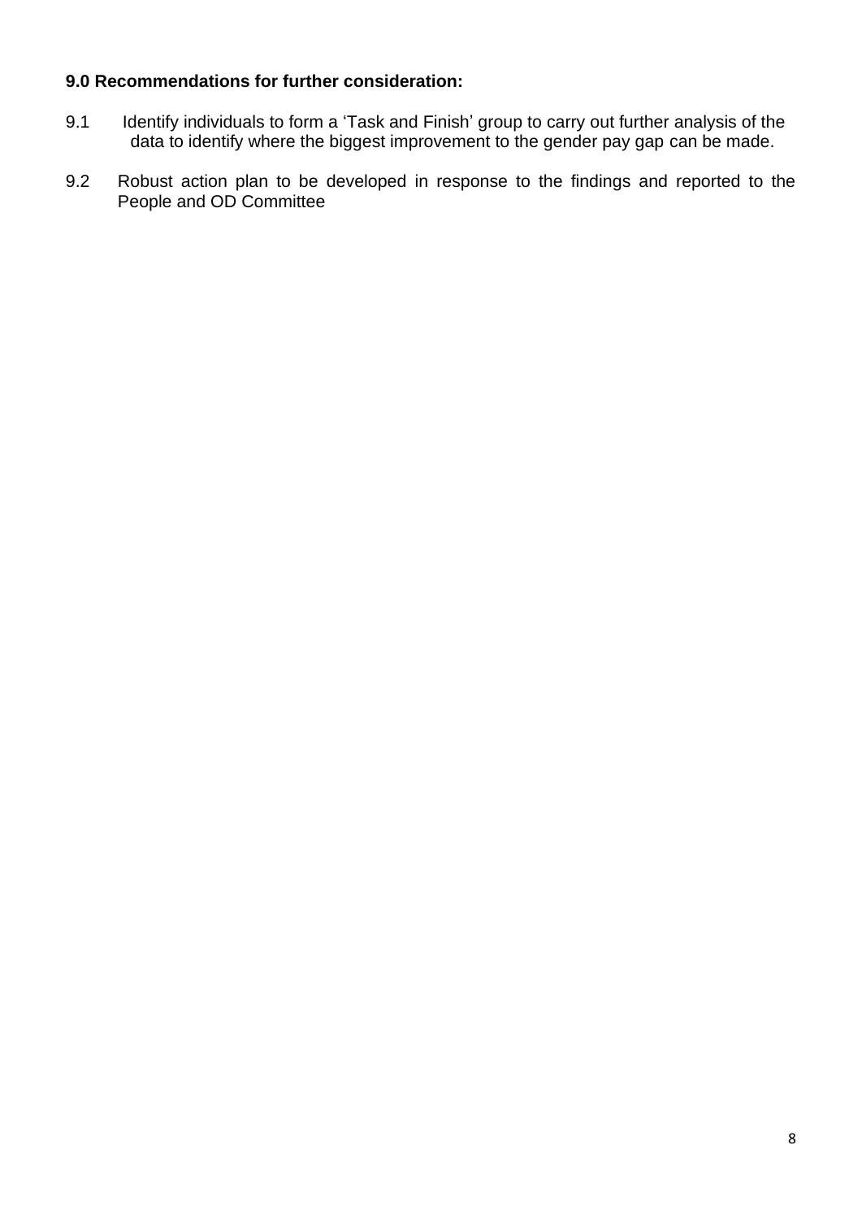### 9.0 Recommendations for further consideration:

9.1 Identify individuals to form a 'Task and Finish' group to carry out further analysis of the data to identify where the biggest improvement to the gender pay gap can be made.

9.2 Robust action plan to be developed in response to the findings and reported to the People and OD Committee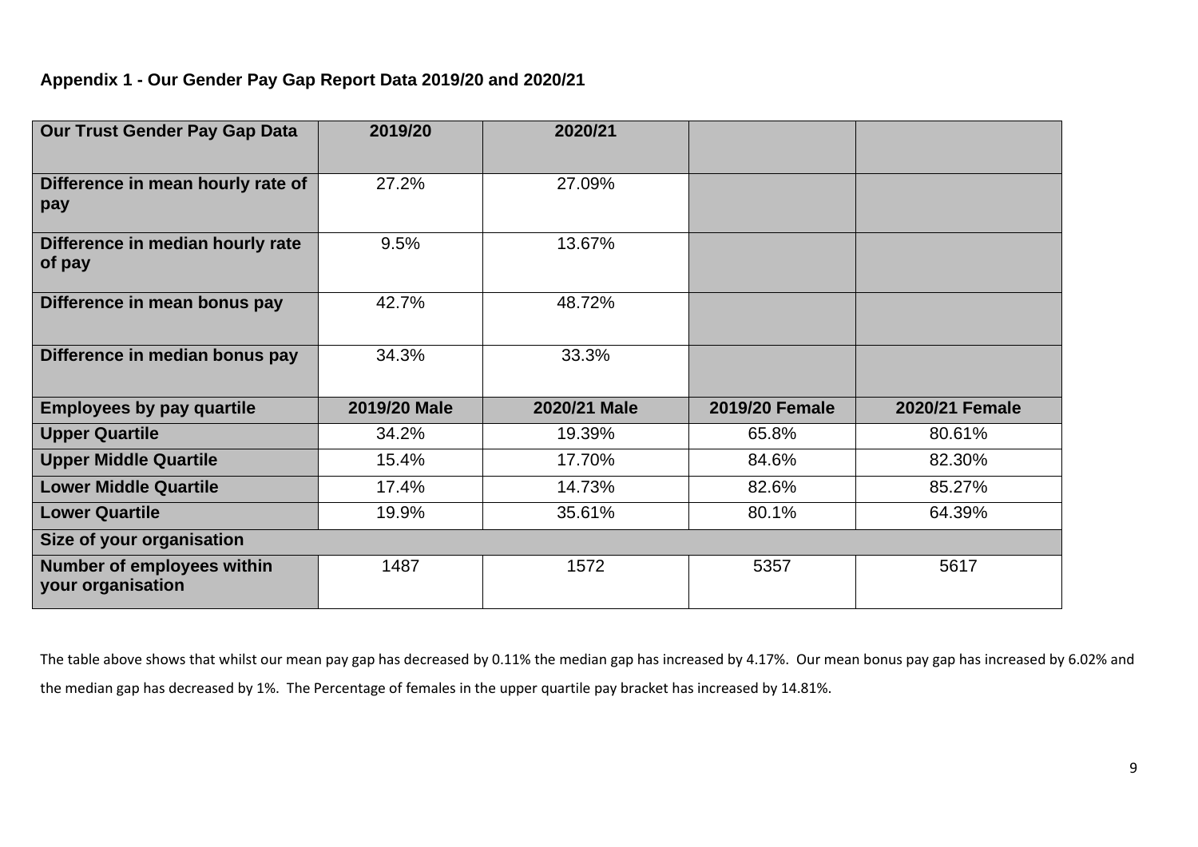**Appendix 1 - Our Gender Pay Gap Report Data 2019/20 and 2020/21**

| Our Trust Gender Pay Gap Data | 2019/20 | 2020/21 | | |
|---|---|---|---|---|
| Difference in mean hourly rate of pay | 27.2% | 27.09% | | |
| Difference in median hourly rate of pay | 9.5% | 13.67% | | |
| Difference in mean bonus pay | 42.7% | 48.72% | | |
| Difference in median bonus pay | 34.3% | 33.3% | | |
| **Employees by pay quartile** | **2019/20 Male** | **2020/21 Male** | **2019/20 Female** | **2020/21 Female** |
| Upper Quartile | 34.2% | 19.39% | 65.8% | 80.61% |
| Upper Middle Quartile | 15.4% | 17.70% | 84.6% | 82.30% |
| Lower Middle Quartile | 17.4% | 14.73% | 82.6% | 85.27% |
| Lower Quartile | 19.9% | 35.61% | 80.1% | 64.39% |
| **Size of your organisation** | | | | |
| Number of employees within your organisation | 1487 | 1572 | 5357 | 5617 |

The table above shows that whilst our mean pay gap has decreased by 0.11% the median gap has increased by 4.17%. Our mean bonus pay gap has increased by 6.02% and the median gap has decreased by 1%. The Percentage of females in the upper quartile pay bracket has increased by 14.81%.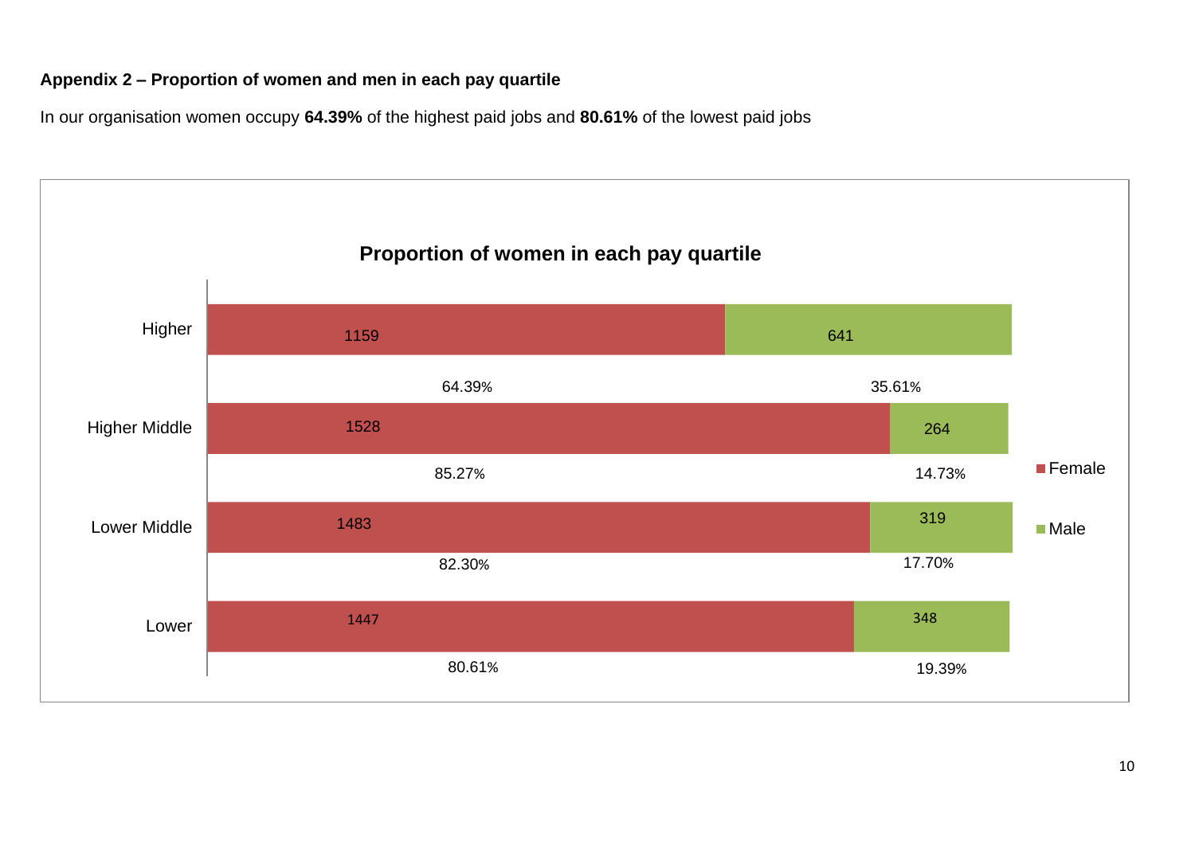**Appendix 2 – Proportion of women and men in each pay quartile**

In our organisation women occupy **64.39%** of the highest paid jobs and **80.61%** of the lowest paid jobs

**Proportion of women in each pay quartile**

| Quartile | Female | Female % | Male | Male % |
|---|---|---|---|---|
| Higher | 1159 | 64.39% | 641 | 35.61% |
| Higher Middle | 1528 | 85.27% | 264 | 14.73% |
| Lower Middle | 1483 | 82.30% | 319 | 17.70% |
| Lower | 1447 | 80.61% | 348 | 19.39% |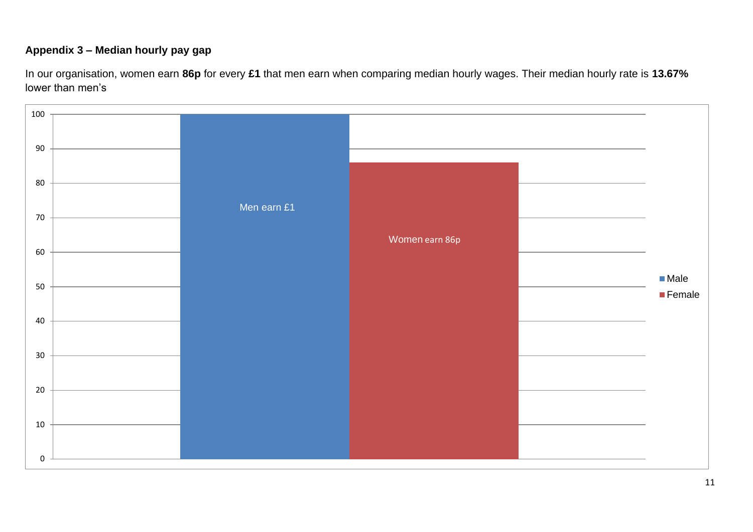**Appendix 3 – Median hourly pay gap**

In our organisation, women earn **86p** for every **£1** that men earn when comparing median hourly wages. Their median hourly rate is **13.67%** lower than men's

| | Value |
|---|---|
| Male | Men earn £1 (100) |
| Female | Women earn 86p (86) |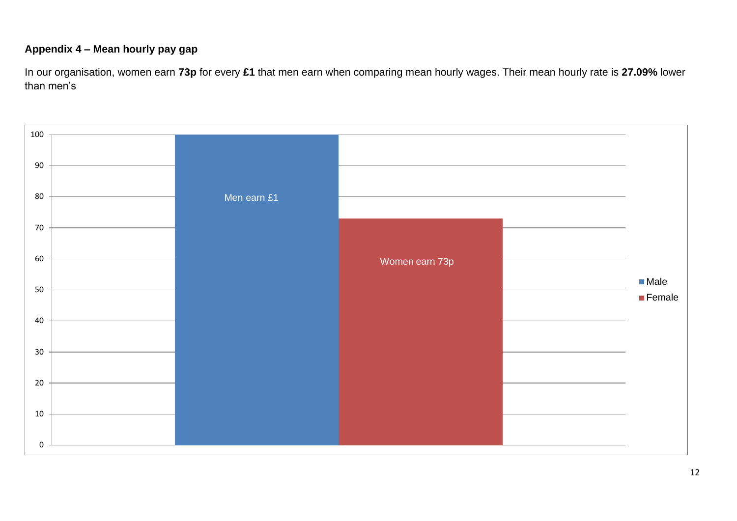**Appendix 4 – Mean hourly pay gap**

In our organisation, women earn **73p** for every **£1** that men earn when comparing mean hourly wages. Their mean hourly rate is **27.09%** lower than men's

100
90
80
70
60
50
40
30
20
10
0

Men earn £1

Women earn 73p

Male
Female